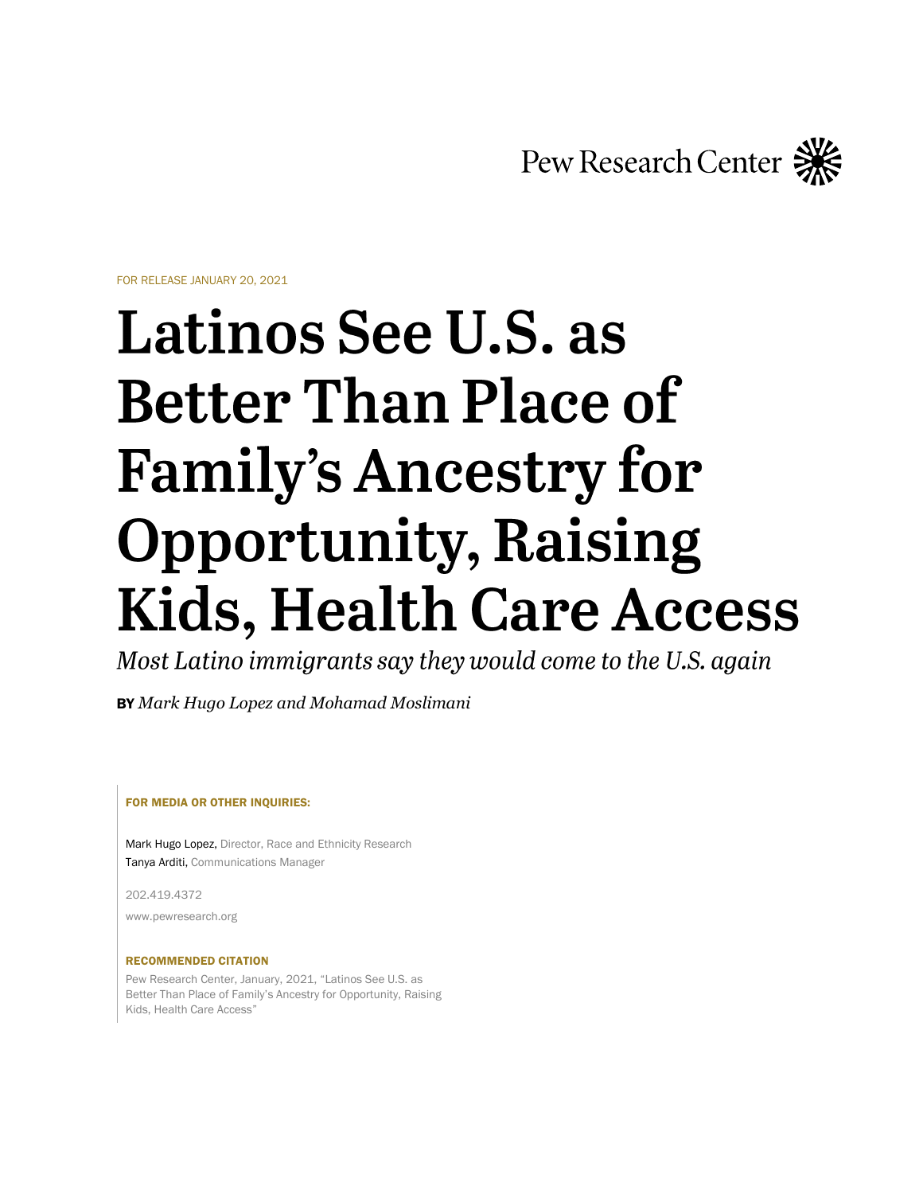Pew Research Center

FOR RELEASE JANUARY 20, 2021

# Latinos See U.S. as Better Than Place of Family's Ancestry for Opportunity, Raising Kids, Health Care Access

*Most Latino immigrants say they would come to the U.S. again*

**BY** *Mark Hugo Lopez and Mohamad Moslimani*

**FOR MEDIA OR OTHER INQUIRIES:**

Mark Hugo Lopez, Director, Race and Ethnicity Research
Tanya Arditi, Communications Manager

202.419.4372

www.pewresearch.org

**RECOMMENDED CITATION**

Pew Research Center, January, 2021, "Latinos See U.S. as Better Than Place of Family's Ancestry for Opportunity, Raising Kids, Health Care Access"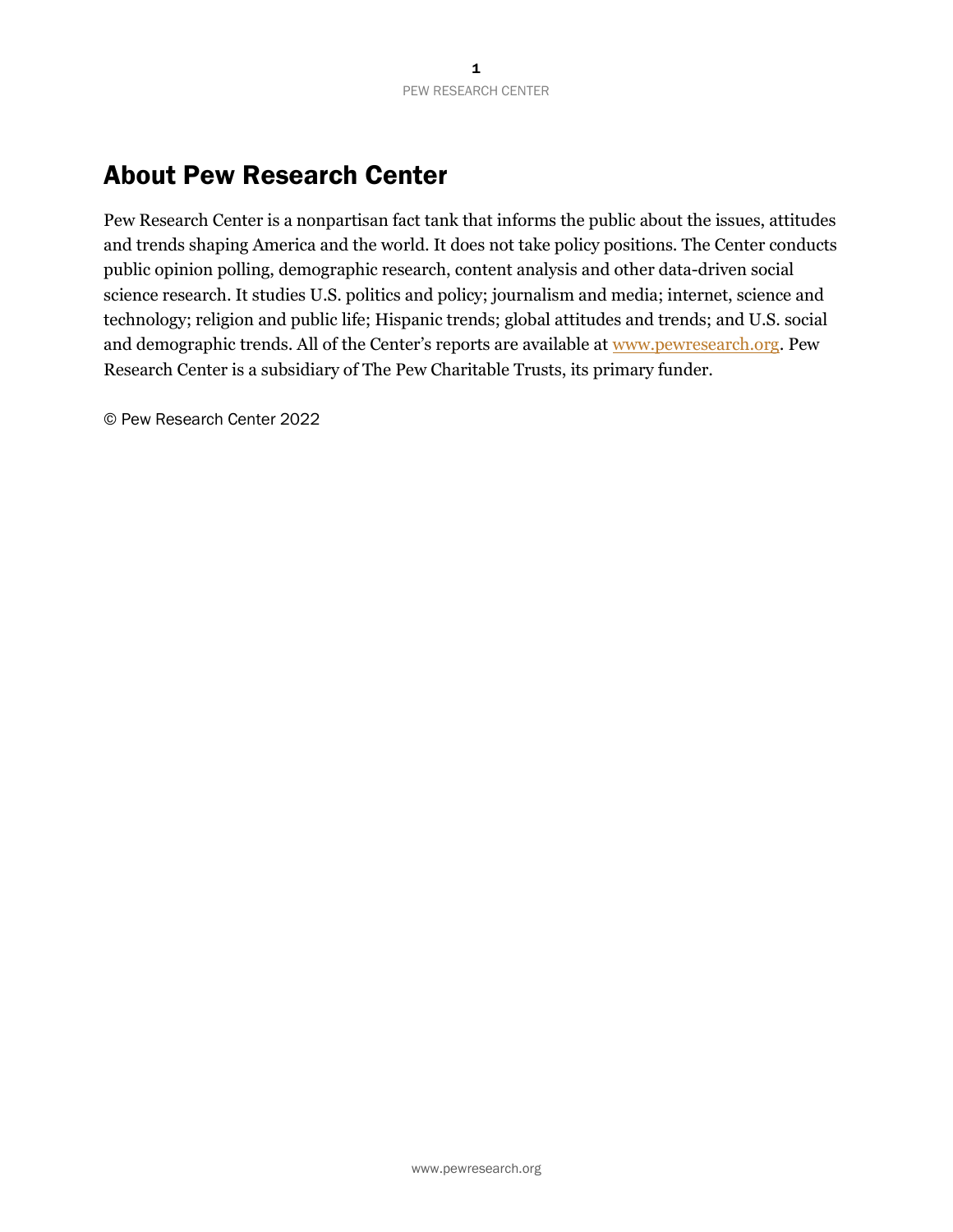## About Pew Research Center

Pew Research Center is a nonpartisan fact tank that informs the public about the issues, attitudes and trends shaping America and the world. It does not take policy positions. The Center conducts public opinion polling, demographic research, content analysis and other data-driven social science research. It studies U.S. politics and policy; journalism and media; internet, science and technology; religion and public life; Hispanic trends; global attitudes and trends; and U.S. social and demographic trends. All of the Center's reports are available at [www.pewresearch.org](http://www.pewresearch.org). Pew Research Center is a subsidiary of The Pew Charitable Trusts, its primary funder.

© Pew Research Center 2022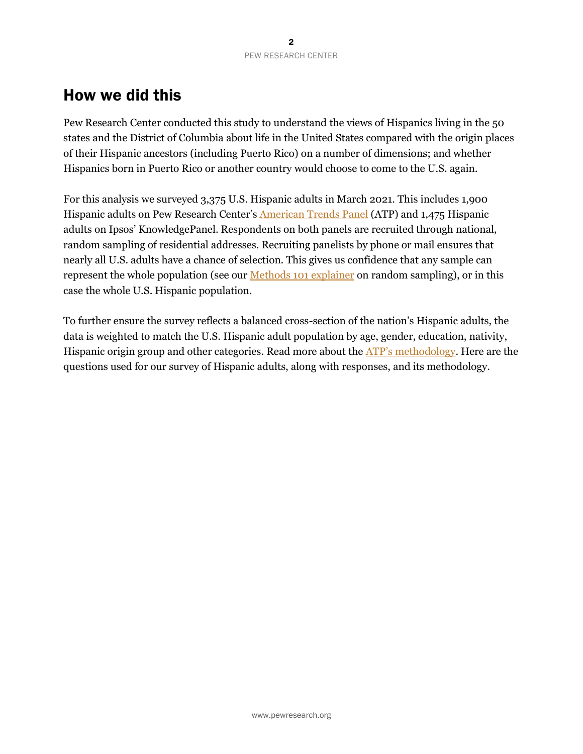## How we did this

Pew Research Center conducted this study to understand the views of Hispanics living in the 50 states and the District of Columbia about life in the United States compared with the origin places of their Hispanic ancestors (including Puerto Rico) on a number of dimensions; and whether Hispanics born in Puerto Rico or another country would choose to come to the U.S. again.

For this analysis we surveyed 3,375 U.S. Hispanic adults in March 2021. This includes 1,900 Hispanic adults on Pew Research Center's American Trends Panel (ATP) and 1,475 Hispanic adults on Ipsos' KnowledgePanel. Respondents on both panels are recruited through national, random sampling of residential addresses. Recruiting panelists by phone or mail ensures that nearly all U.S. adults have a chance of selection. This gives us confidence that any sample can represent the whole population (see our Methods 101 explainer on random sampling), or in this case the whole U.S. Hispanic population.

To further ensure the survey reflects a balanced cross-section of the nation's Hispanic adults, the data is weighted to match the U.S. Hispanic adult population by age, gender, education, nativity, Hispanic origin group and other categories. Read more about the ATP's methodology. Here are the questions used for our survey of Hispanic adults, along with responses, and its methodology.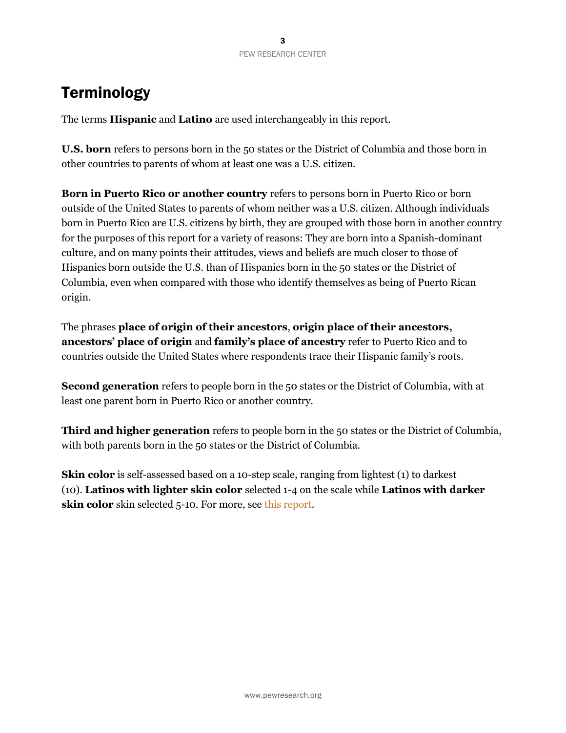# Terminology

The terms **Hispanic** and **Latino** are used interchangeably in this report.

**U.S. born** refers to persons born in the 50 states or the District of Columbia and those born in other countries to parents of whom at least one was a U.S. citizen.

**Born in Puerto Rico or another country** refers to persons born in Puerto Rico or born outside of the United States to parents of whom neither was a U.S. citizen. Although individuals born in Puerto Rico are U.S. citizens by birth, they are grouped with those born in another country for the purposes of this report for a variety of reasons: They are born into a Spanish-dominant culture, and on many points their attitudes, views and beliefs are much closer to those of Hispanics born outside the U.S. than of Hispanics born in the 50 states or the District of Columbia, even when compared with those who identify themselves as being of Puerto Rican origin.

The phrases **place of origin of their ancestors**, **origin place of their ancestors, ancestors' place of origin** and **family's place of ancestry** refer to Puerto Rico and to countries outside the United States where respondents trace their Hispanic family's roots.

**Second generation** refers to people born in the 50 states or the District of Columbia, with at least one parent born in Puerto Rico or another country.

**Third and higher generation** refers to people born in the 50 states or the District of Columbia, with both parents born in the 50 states or the District of Columbia.

**Skin color** is self-assessed based on a 10-step scale, ranging from lightest (1) to darkest (10). **Latinos with lighter skin color** selected 1-4 on the scale while **Latinos with darker skin color** skin selected 5-10. For more, see this report.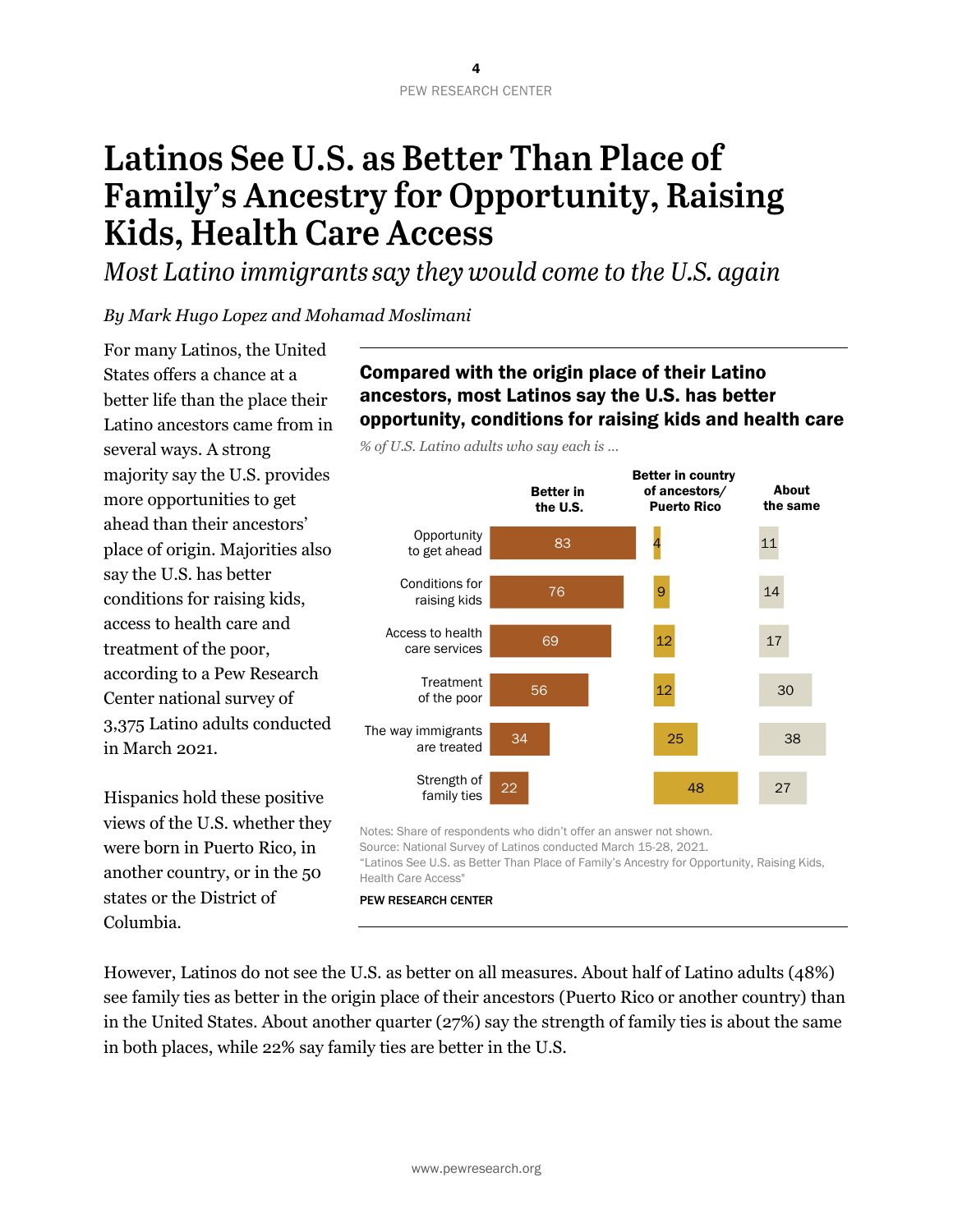# Latinos See U.S. as Better Than Place of Family's Ancestry for Opportunity, Raising Kids, Health Care Access

*Most Latino immigrants say they would come to the U.S. again*

*By Mark Hugo Lopez and Mohamad Moslimani*

For many Latinos, the United States offers a chance at a better life than the place their Latino ancestors came from in several ways. A strong majority say the U.S. provides more opportunities to get ahead than their ancestors' place of origin. Majorities also say the U.S. has better conditions for raising kids, access to health care and treatment of the poor, according to a Pew Research Center national survey of 3,375 Latino adults conducted in March 2021.

Hispanics hold these positive views of the U.S. whether they were born in Puerto Rico, in another country, or in the 50 states or the District of Columbia.

**Compared with the origin place of their Latino ancestors, most Latinos say the U.S. has better opportunity, conditions for raising kids and health care**

*% of U.S. Latino adults who say each is ...*

| | Better in the U.S. | Better in country of ancestors/ Puerto Rico | About the same |
|---|---|---|---|
| Opportunity to get ahead | 83 | 4 | 11 |
| Conditions for raising kids | 76 | 9 | 14 |
| Access to health care services | 69 | 12 | 17 |
| Treatment of the poor | 56 | 12 | 30 |
| The way immigrants are treated | 34 | 25 | 38 |
| Strength of family ties | 22 | 48 | 27 |

Notes: Share of respondents who didn't offer an answer not shown.
Source: National Survey of Latinos conducted March 15-28, 2021.
"Latinos See U.S. as Better Than Place of Family's Ancestry for Opportunity, Raising Kids, Health Care Access"

PEW RESEARCH CENTER

However, Latinos do not see the U.S. as better on all measures. About half of Latino adults (48%) see family ties as better in the origin place of their ancestors (Puerto Rico or another country) than in the United States. About another quarter (27%) say the strength of family ties is about the same in both places, while 22% say family ties are better in the U.S.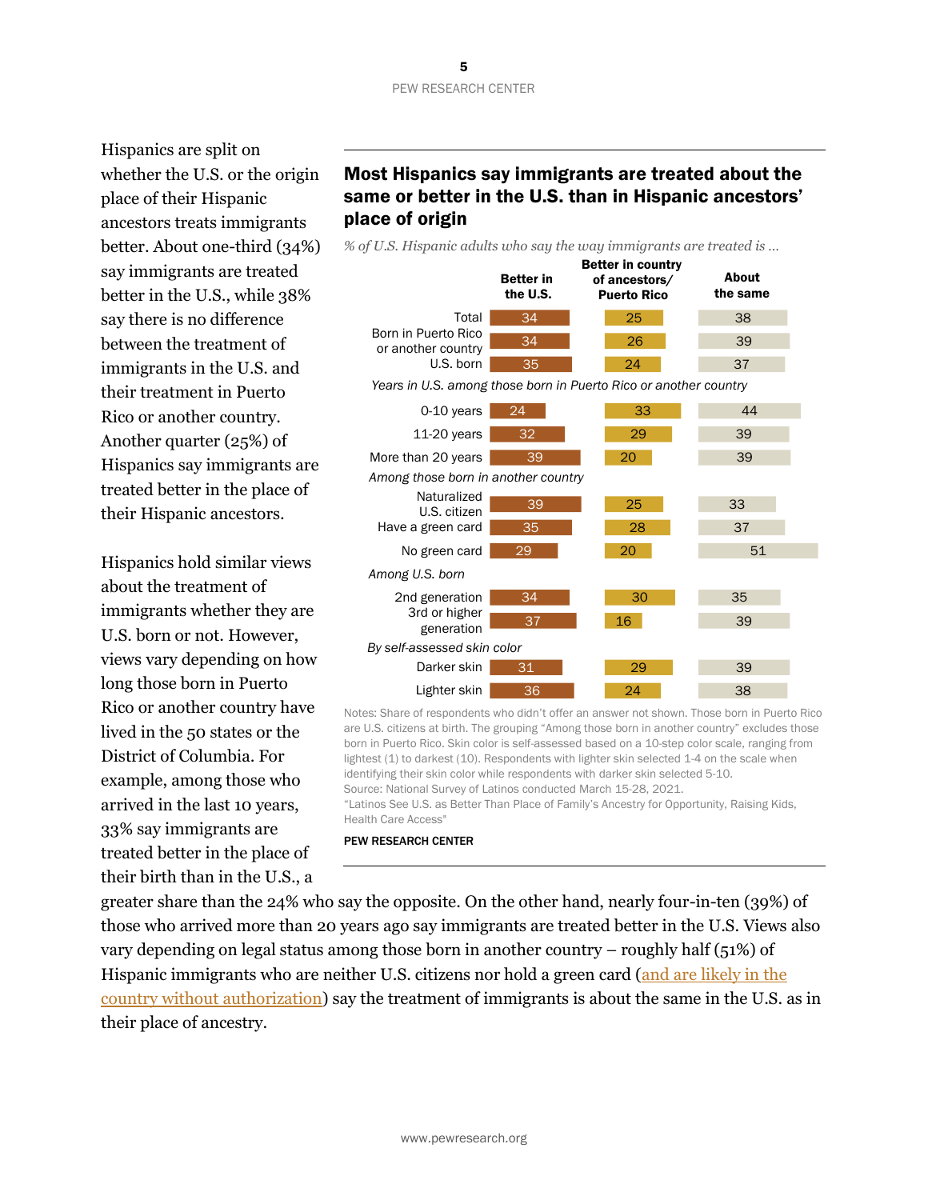Hispanics are split on whether the U.S. or the origin place of their Hispanic ancestors treats immigrants better. About one-third (34%) say immigrants are treated better in the U.S., while 38% say there is no difference between the treatment of immigrants in the U.S. and their treatment in Puerto Rico or another country. Another quarter (25%) of Hispanics say immigrants are treated better in the place of their Hispanic ancestors.

Hispanics hold similar views about the treatment of immigrants whether they are U.S. born or not. However, views vary depending on how long those born in Puerto Rico or another country have lived in the 50 states or the District of Columbia. For example, among those who arrived in the last 10 years, 33% say immigrants are treated better in the place of their birth than in the U.S., a greater share than the 24% who say the opposite. On the other hand, nearly four-in-ten (39%) of those who arrived more than 20 years ago say immigrants are treated better in the U.S. Views also vary depending on legal status among those born in another country – roughly half (51%) of Hispanic immigrants who are neither U.S. citizens nor hold a green card (and are likely in the country without authorization) say the treatment of immigrants is about the same in the U.S. as in their place of ancestry.

## Most Hispanics say immigrants are treated about the same or better in the U.S. than in Hispanic ancestors' place of origin

*% of U.S. Hispanic adults who say the way immigrants are treated is …*

| | Better in the U.S. | Better in country of ancestors/ Puerto Rico | About the same |
|---|---|---|---|
| Total | 34 | 25 | 38 |
| Born in Puerto Rico or another country | 34 | 26 | 39 |
| U.S. born | 35 | 24 | 37 |
| *Years in U.S. among those born in Puerto Rico or another country* | | | |
| 0-10 years | 24 | 33 | 44 |
| 11-20 years | 32 | 29 | 39 |
| More than 20 years | 39 | 20 | 39 |
| *Among those born in another country* | | | |
| Naturalized U.S. citizen | 39 | 25 | 33 |
| Have a green card | 35 | 28 | 37 |
| No green card | 29 | 20 | 51 |
| *Among U.S. born* | | | |
| 2nd generation | 34 | 30 | 35 |
| 3rd or higher generation | 37 | 16 | 39 |
| *By self-assessed skin color* | | | |
| Darker skin | 31 | 29 | 39 |
| Lighter skin | 36 | 24 | 38 |

Notes: Share of respondents who didn't offer an answer not shown. Those born in Puerto Rico are U.S. citizens at birth. The grouping "Among those born in another country" excludes those born in Puerto Rico. Skin color is self-assessed based on a 10-step color scale, ranging from lightest (1) to darkest (10). Respondents with lighter skin selected 1-4 on the scale when identifying their skin color while respondents with darker skin selected 5-10.
Source: National Survey of Latinos conducted March 15-28, 2021.
"Latinos See U.S. as Better Than Place of Family's Ancestry for Opportunity, Raising Kids, Health Care Access"

PEW RESEARCH CENTER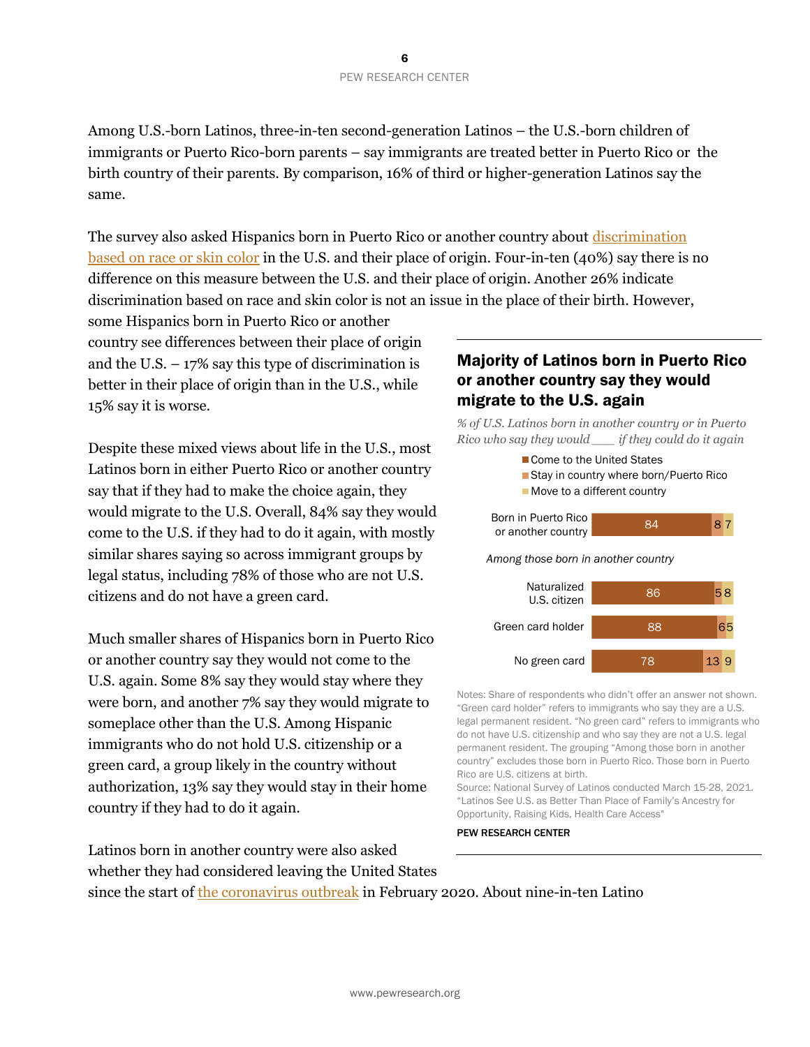Among U.S.-born Latinos, three-in-ten second-generation Latinos – the U.S.-born children of immigrants or Puerto Rico-born parents – say immigrants are treated better in Puerto Rico or the birth country of their parents. By comparison, 16% of third or higher-generation Latinos say the same.

The survey also asked Hispanics born in Puerto Rico or another country about [discrimination based on race or skin color](#) in the U.S. and their place of origin. Four-in-ten (40%) say there is no difference on this measure between the U.S. and their place of origin. Another 26% indicate discrimination based on race and skin color is not an issue in the place of their birth. However, some Hispanics born in Puerto Rico or another country see differences between their place of origin and the U.S. – 17% say this type of discrimination is better in their place of origin than in the U.S., while 15% say it is worse.

Despite these mixed views about life in the U.S., most Latinos born in either Puerto Rico or another country say that if they had to make the choice again, they would migrate to the U.S. Overall, 84% say they would come to the U.S. if they had to do it again, with mostly similar shares saying so across immigrant groups by legal status, including 78% of those who are not U.S. citizens and do not have a green card.

Much smaller shares of Hispanics born in Puerto Rico or another country say they would not come to the U.S. again. Some 8% say they would stay where they were born, and another 7% say they would migrate to someplace other than the U.S. Among Hispanic immigrants who do not hold U.S. citizenship or a green card, a group likely in the country without authorization, 13% say they would stay in their home country if they had to do it again.

Latinos born in another country were also asked whether they had considered leaving the United States since the start of [the coronavirus outbreak](#) in February 2020. About nine-in-ten Latino

### Majority of Latinos born in Puerto Rico or another country say they would migrate to the U.S. again

*% of U.S. Latinos born in another country or in Puerto Rico who say they would ___ if they could do it again*

| | Come to the United States | Stay in country where born/Puerto Rico | Move to a different country |
|---|---|---|---|
| Born in Puerto Rico or another country | 84 | 8 | 7 |
| *Among those born in another country* | | | |
| Naturalized U.S. citizen | 86 | 5 | 8 |
| Green card holder | 88 | 6 | 5 |
| No green card | 78 | 13 | 9 |

Notes: Share of respondents who didn't offer an answer not shown. "Green card holder" refers to immigrants who say they are a U.S. legal permanent resident. "No green card" refers to immigrants who do not have U.S. citizenship and who say they are not a U.S. legal permanent resident. The grouping "Among those born in another country" excludes those born in Puerto Rico. Those born in Puerto Rico are U.S. citizens at birth.

Source: National Survey of Latinos conducted March 15-28, 2021. "Latinos See U.S. as Better Than Place of Family's Ancestry for Opportunity, Raising Kids, Health Care Access"

PEW RESEARCH CENTER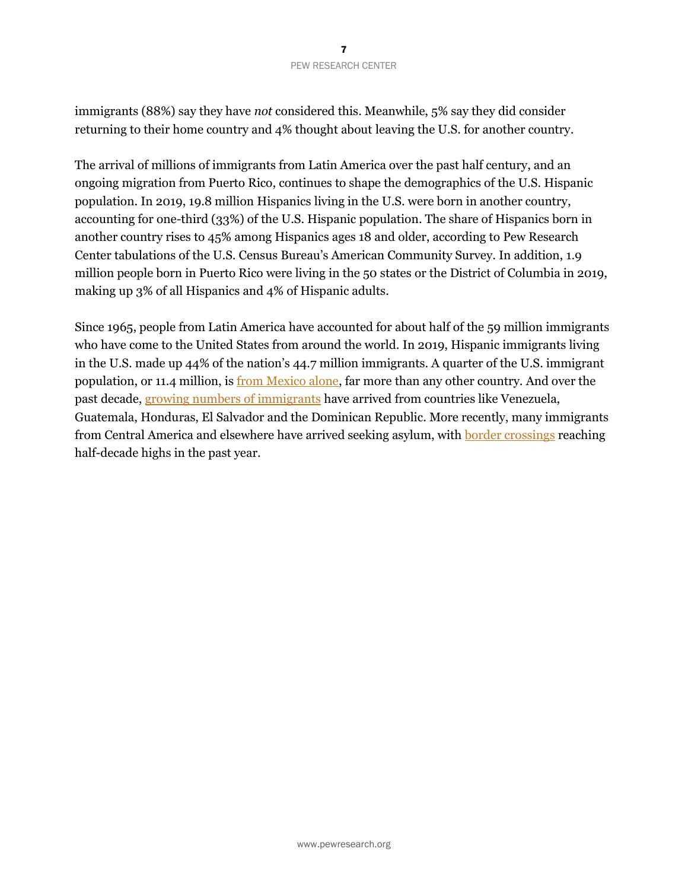immigrants (88%) say they have *not* considered this. Meanwhile, 5% say they did consider returning to their home country and 4% thought about leaving the U.S. for another country.

The arrival of millions of immigrants from Latin America over the past half century, and an ongoing migration from Puerto Rico, continues to shape the demographics of the U.S. Hispanic population. In 2019, 19.8 million Hispanics living in the U.S. were born in another country, accounting for one-third (33%) of the U.S. Hispanic population. The share of Hispanics born in another country rises to 45% among Hispanics ages 18 and older, according to Pew Research Center tabulations of the U.S. Census Bureau's American Community Survey. In addition, 1.9 million people born in Puerto Rico were living in the 50 states or the District of Columbia in 2019, making up 3% of all Hispanics and 4% of Hispanic adults.

Since 1965, people from Latin America have accounted for about half of the 59 million immigrants who have come to the United States from around the world. In 2019, Hispanic immigrants living in the U.S. made up 44% of the nation's 44.7 million immigrants. A quarter of the U.S. immigrant population, or 11.4 million, is from Mexico alone, far more than any other country. And over the past decade, growing numbers of immigrants have arrived from countries like Venezuela, Guatemala, Honduras, El Salvador and the Dominican Republic. More recently, many immigrants from Central America and elsewhere have arrived seeking asylum, with border crossings reaching half-decade highs in the past year.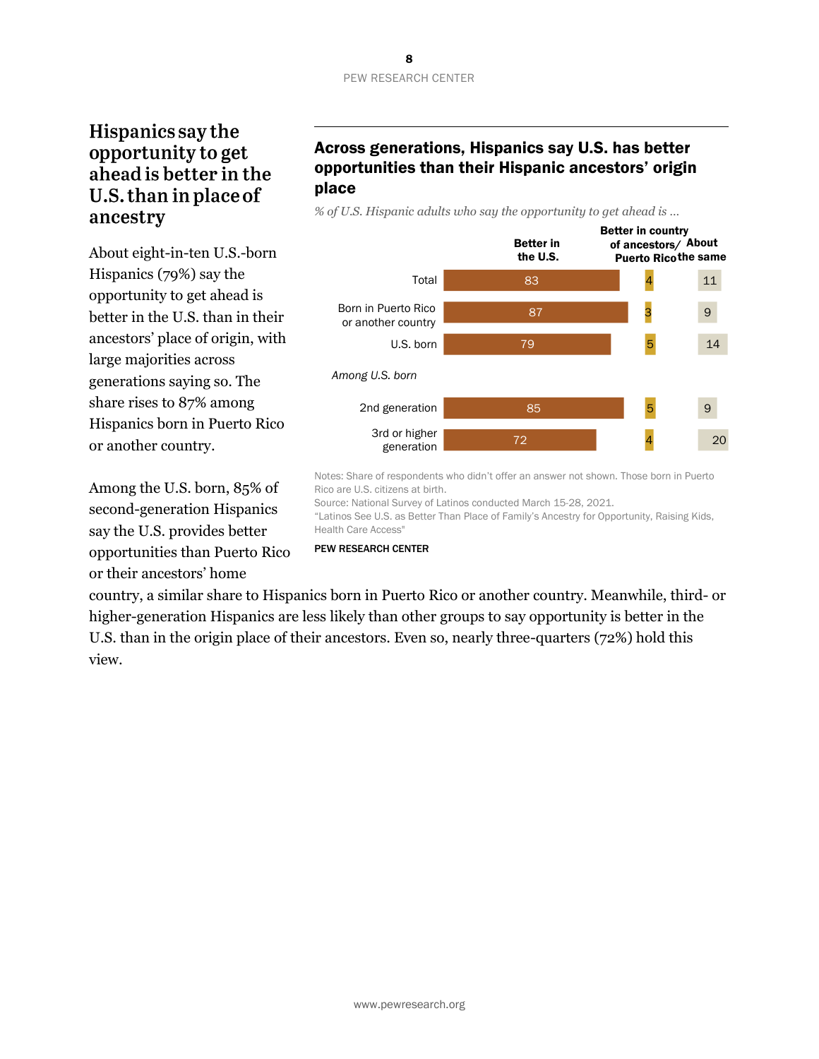## Hispanics say the opportunity to get ahead is better in the U.S. than in place of ancestry

About eight-in-ten U.S.-born Hispanics (79%) say the opportunity to get ahead is better in the U.S. than in their ancestors' place of origin, with large majorities across generations saying so. The share rises to 87% among Hispanics born in Puerto Rico or another country.

Among the U.S. born, 85% of second-generation Hispanics say the U.S. provides better opportunities than Puerto Rico or their ancestors' home country, a similar share to Hispanics born in Puerto Rico or another country. Meanwhile, third- or higher-generation Hispanics are less likely than other groups to say opportunity is better in the U.S. than in the origin place of their ancestors. Even so, nearly three-quarters (72%) hold this view.

**Across generations, Hispanics say U.S. has better opportunities than their Hispanic ancestors' origin place**

*% of U.S. Hispanic adults who say the opportunity to get ahead is …*

| | Better in the U.S. | Better in country of ancestors/ Puerto Rico | About the same |
|---|---|---|---|
| Total | 83 | 4 | 11 |
| Born in Puerto Rico or another country | 87 | 3 | 9 |
| U.S. born | 79 | 5 | 14 |
| *Among U.S. born* | | | |
| 2nd generation | 85 | 5 | 9 |
| 3rd or higher generation | 72 | 4 | 20 |

Notes: Share of respondents who didn't offer an answer not shown. Those born in Puerto Rico are U.S. citizens at birth.
Source: National Survey of Latinos conducted March 15-28, 2021.
"Latinos See U.S. as Better Than Place of Family's Ancestry for Opportunity, Raising Kids, Health Care Access"

PEW RESEARCH CENTER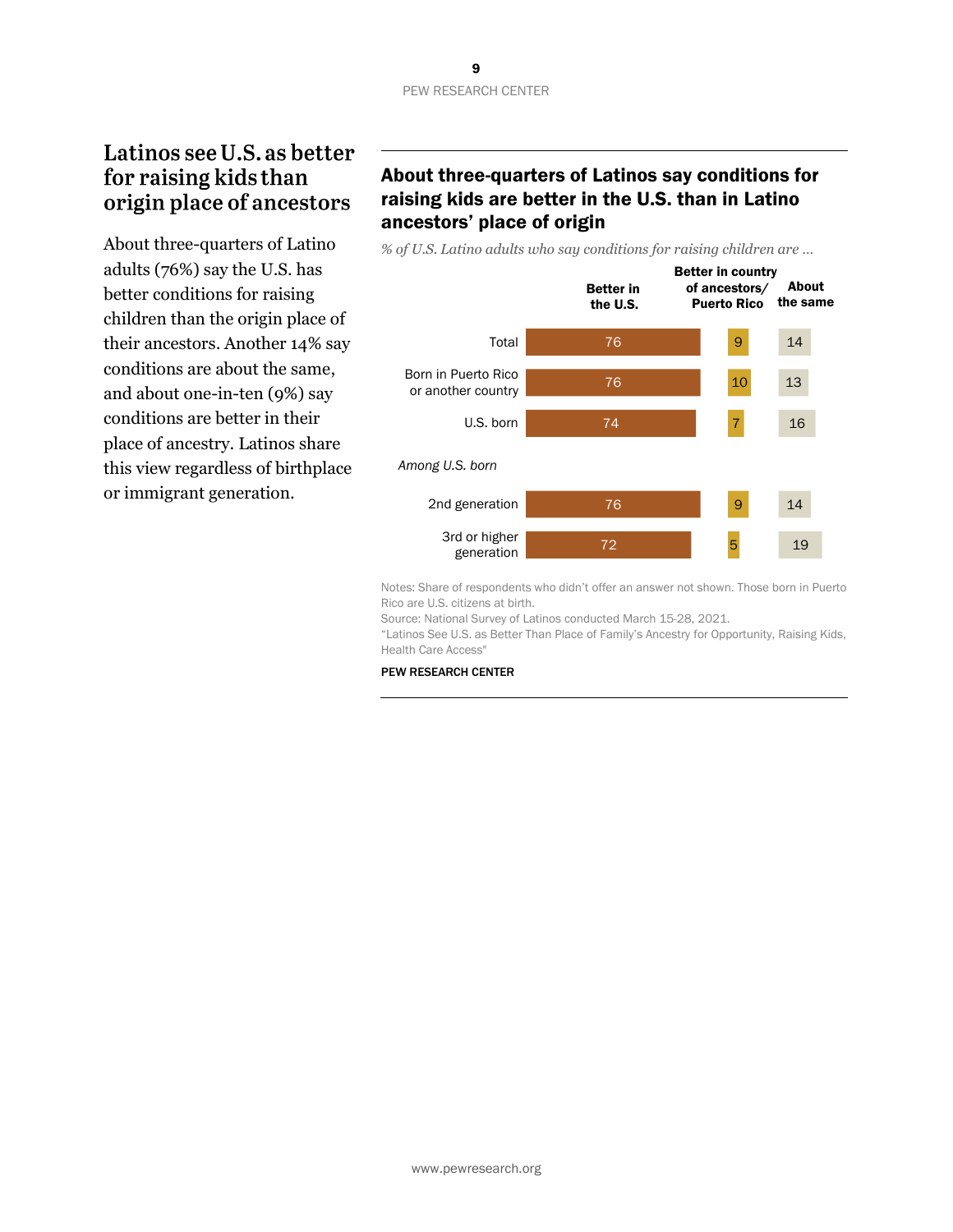## Latinos see U.S. as better for raising kids than origin place of ancestors

About three-quarters of Latino adults (76%) say the U.S. has better conditions for raising children than the origin place of their ancestors. Another 14% say conditions are about the same, and about one-in-ten (9%) say conditions are better in their place of ancestry. Latinos share this view regardless of birthplace or immigrant generation.

### About three-quarters of Latinos say conditions for raising kids are better in the U.S. than in Latino ancestors' place of origin

*% of U.S. Latino adults who say conditions for raising children are …*

| | Better in the U.S. | Better in country of ancestors/ Puerto Rico | About the same |
|---|---|---|---|
| Total | 76 | 9 | 14 |
| Born in Puerto Rico or another country | 76 | 10 | 13 |
| U.S. born | 74 | 7 | 16 |
| *Among U.S. born* | | | |
| 2nd generation | 76 | 9 | 14 |
| 3rd or higher generation | 72 | 5 | 19 |

Notes: Share of respondents who didn't offer an answer not shown. Those born in Puerto Rico are U.S. citizens at birth.
Source: National Survey of Latinos conducted March 15-28, 2021.
"Latinos See U.S. as Better Than Place of Family's Ancestry for Opportunity, Raising Kids, Health Care Access"

PEW RESEARCH CENTER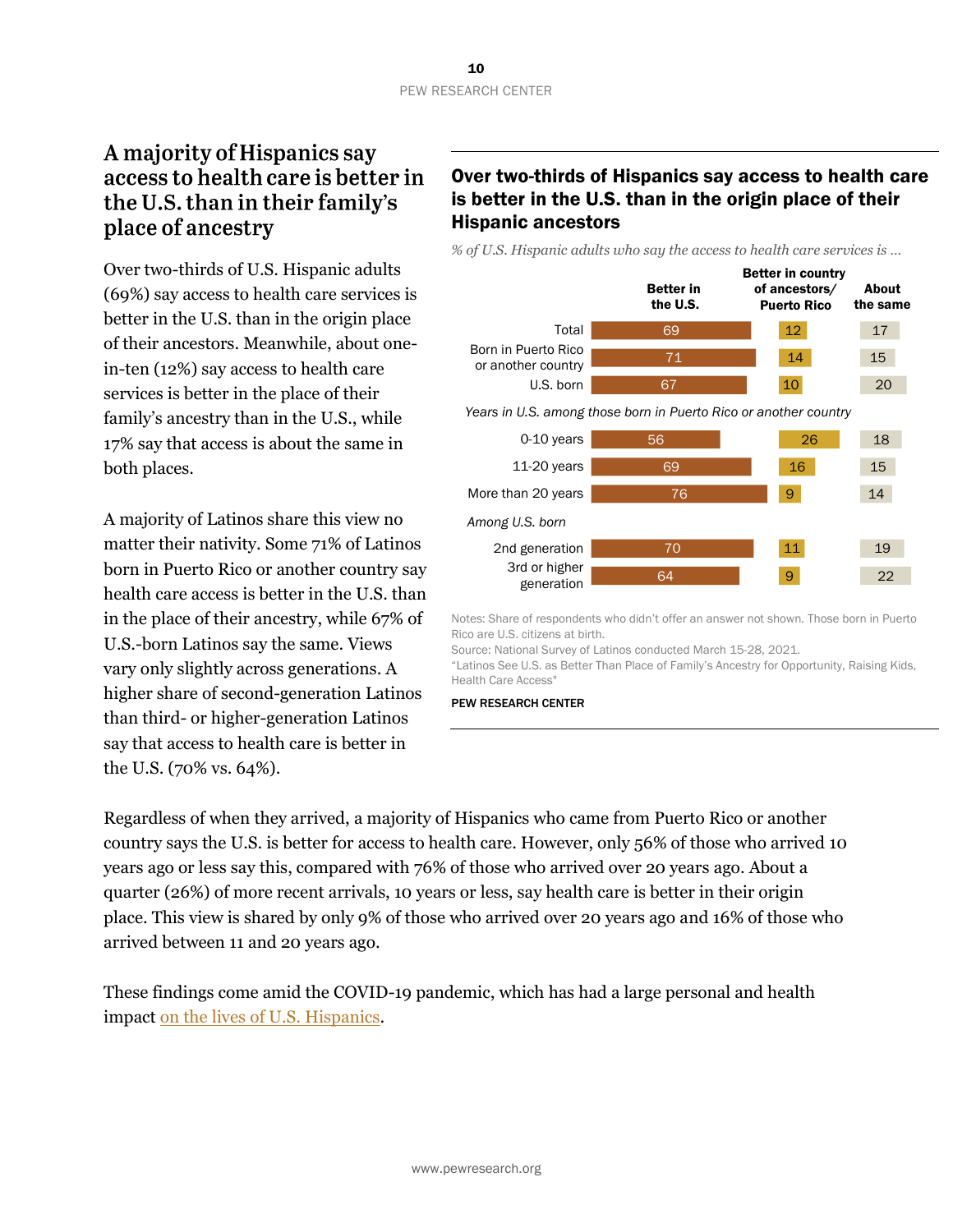## A majority of Hispanics say access to health care is better in the U.S. than in their family's place of ancestry

Over two-thirds of U.S. Hispanic adults (69%) say access to health care services is better in the U.S. than in the origin place of their ancestors. Meanwhile, about one-in-ten (12%) say access to health care services is better in the place of their family's ancestry than in the U.S., while 17% say that access is about the same in both places.

A majority of Latinos share this view no matter their nativity. Some 71% of Latinos born in Puerto Rico or another country say health care access is better in the U.S. than in the place of their ancestry, while 67% of U.S.-born Latinos say the same. Views vary only slightly across generations. A higher share of second-generation Latinos than third- or higher-generation Latinos say that access to health care is better in the U.S. (70% vs. 64%).

### Over two-thirds of Hispanics say access to health care is better in the U.S. than in the origin place of their Hispanic ancestors

*% of U.S. Hispanic adults who say the access to health care services is …*

| | Better in the U.S. | Better in country of ancestors/ Puerto Rico | About the same |
|---|---|---|---|
| Total | 69 | 12 | 17 |
| Born in Puerto Rico or another country | 71 | 14 | 15 |
| U.S. born | 67 | 10 | 20 |
| *Years in U.S. among those born in Puerto Rico or another country* | | | |
| 0-10 years | 56 | 26 | 18 |
| 11-20 years | 69 | 16 | 15 |
| More than 20 years | 76 | 9 | 14 |
| *Among U.S. born* | | | |
| 2nd generation | 70 | 11 | 19 |
| 3rd or higher generation | 64 | 9 | 22 |

Notes: Share of respondents who didn't offer an answer not shown. Those born in Puerto Rico are U.S. citizens at birth.
Source: National Survey of Latinos conducted March 15-28, 2021.
"Latinos See U.S. as Better Than Place of Family's Ancestry for Opportunity, Raising Kids, Health Care Access"

PEW RESEARCH CENTER

Regardless of when they arrived, a majority of Hispanics who came from Puerto Rico or another country says the U.S. is better for access to health care. However, only 56% of those who arrived 10 years ago or less say this, compared with 76% of those who arrived over 20 years ago. About a quarter (26%) of more recent arrivals, 10 years or less, say health care is better in their origin place. This view is shared by only 9% of those who arrived over 20 years ago and 16% of those who arrived between 11 and 20 years ago.

These findings come amid the COVID-19 pandemic, which has had a large personal and health impact on the lives of U.S. Hispanics.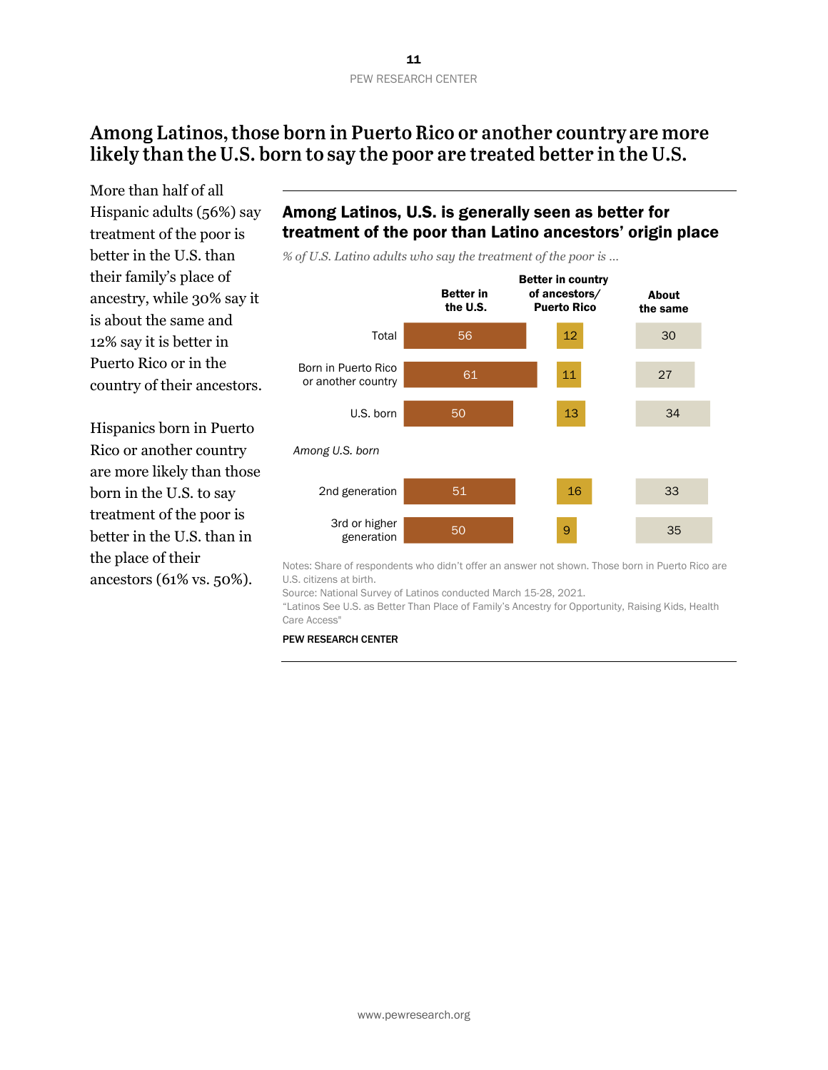# Among Latinos, those born in Puerto Rico or another country are more likely than the U.S. born to say the poor are treated better in the U.S.

More than half of all Hispanic adults (56%) say treatment of the poor is better in the U.S. than their family's place of ancestry, while 30% say it is about the same and 12% say it is better in Puerto Rico or in the country of their ancestors.

Hispanics born in Puerto Rico or another country are more likely than those born in the U.S. to say treatment of the poor is better in the U.S. than in the place of their ancestors (61% vs. 50%).

**Among Latinos, U.S. is generally seen as better for treatment of the poor than Latino ancestors' origin place**

*% of U.S. Latino adults who say the treatment of the poor is …*

| | Better in the U.S. | Better in country of ancestors/ Puerto Rico | About the same |
|---|---|---|---|
| Total | 56 | 12 | 30 |
| Born in Puerto Rico or another country | 61 | 11 | 27 |
| U.S. born | 50 | 13 | 34 |
| *Among U.S. born* | | | |
| 2nd generation | 51 | 16 | 33 |
| 3rd or higher generation | 50 | 9 | 35 |

Notes: Share of respondents who didn't offer an answer not shown. Those born in Puerto Rico are U.S. citizens at birth.

Source: National Survey of Latinos conducted March 15-28, 2021.

"Latinos See U.S. as Better Than Place of Family's Ancestry for Opportunity, Raising Kids, Health Care Access"

PEW RESEARCH CENTER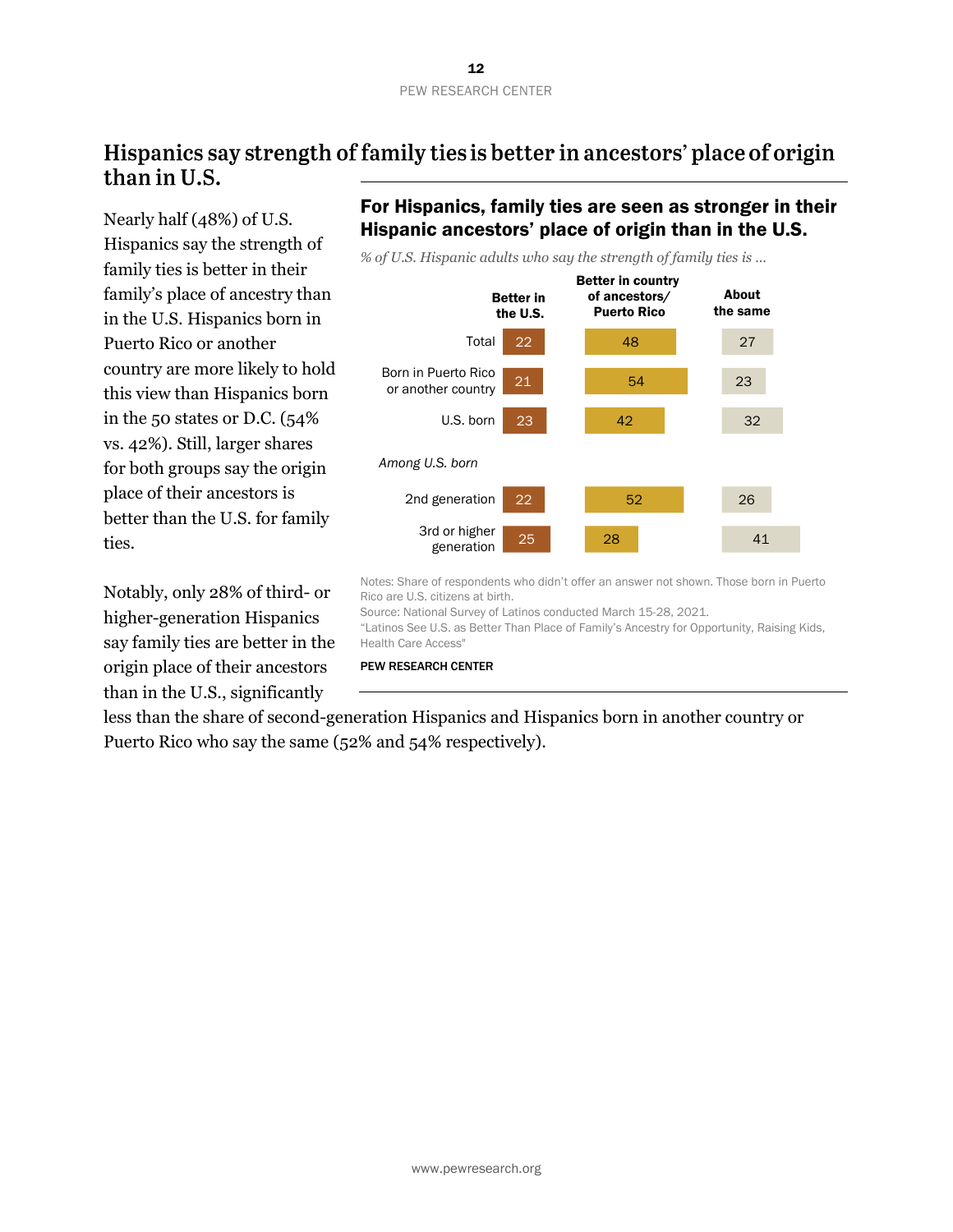## Hispanics say strength of family ties is better in ancestors' place of origin than in U.S.

Nearly half (48%) of U.S. Hispanics say the strength of family ties is better in their family's place of ancestry than in the U.S. Hispanics born in Puerto Rico or another country are more likely to hold this view than Hispanics born in the 50 states or D.C. (54% vs. 42%). Still, larger shares for both groups say the origin place of their ancestors is better than the U.S. for family ties.

Notably, only 28% of third- or higher-generation Hispanics say family ties are better in the origin place of their ancestors than in the U.S., significantly less than the share of second-generation Hispanics and Hispanics born in another country or Puerto Rico who say the same (52% and 54% respectively).

### For Hispanics, family ties are seen as stronger in their Hispanic ancestors' place of origin than in the U.S.

*% of U.S. Hispanic adults who say the strength of family ties is …*

| | Better in the U.S. | Better in country of ancestors/ Puerto Rico | About the same |
|---|---|---|---|
| Total | 22 | 48 | 27 |
| Born in Puerto Rico or another country | 21 | 54 | 23 |
| U.S. born | 23 | 42 | 32 |
| *Among U.S. born* | | | |
| 2nd generation | 22 | 52 | 26 |
| 3rd or higher generation | 25 | 28 | 41 |

Notes: Share of respondents who didn't offer an answer not shown. Those born in Puerto Rico are U.S. citizens at birth.
Source: National Survey of Latinos conducted March 15-28, 2021.
"Latinos See U.S. as Better Than Place of Family's Ancestry for Opportunity, Raising Kids, Health Care Access"

PEW RESEARCH CENTER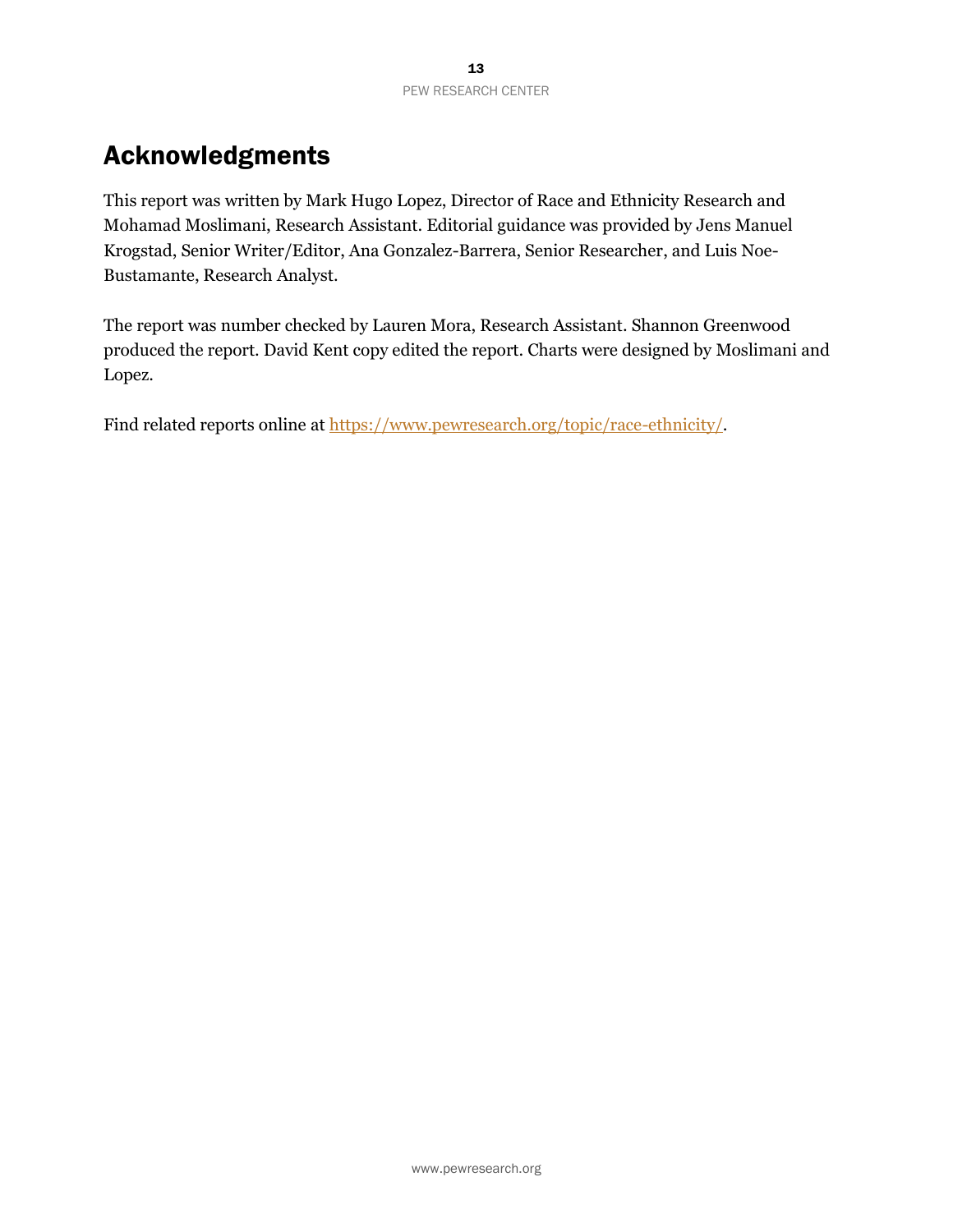# Acknowledgments

This report was written by Mark Hugo Lopez, Director of Race and Ethnicity Research and Mohamad Moslimani, Research Assistant. Editorial guidance was provided by Jens Manuel Krogstad, Senior Writer/Editor, Ana Gonzalez-Barrera, Senior Researcher, and Luis Noe-Bustamante, Research Analyst.

The report was number checked by Lauren Mora, Research Assistant. Shannon Greenwood produced the report. David Kent copy edited the report. Charts were designed by Moslimani and Lopez.

Find related reports online at https://www.pewresearch.org/topic/race-ethnicity/.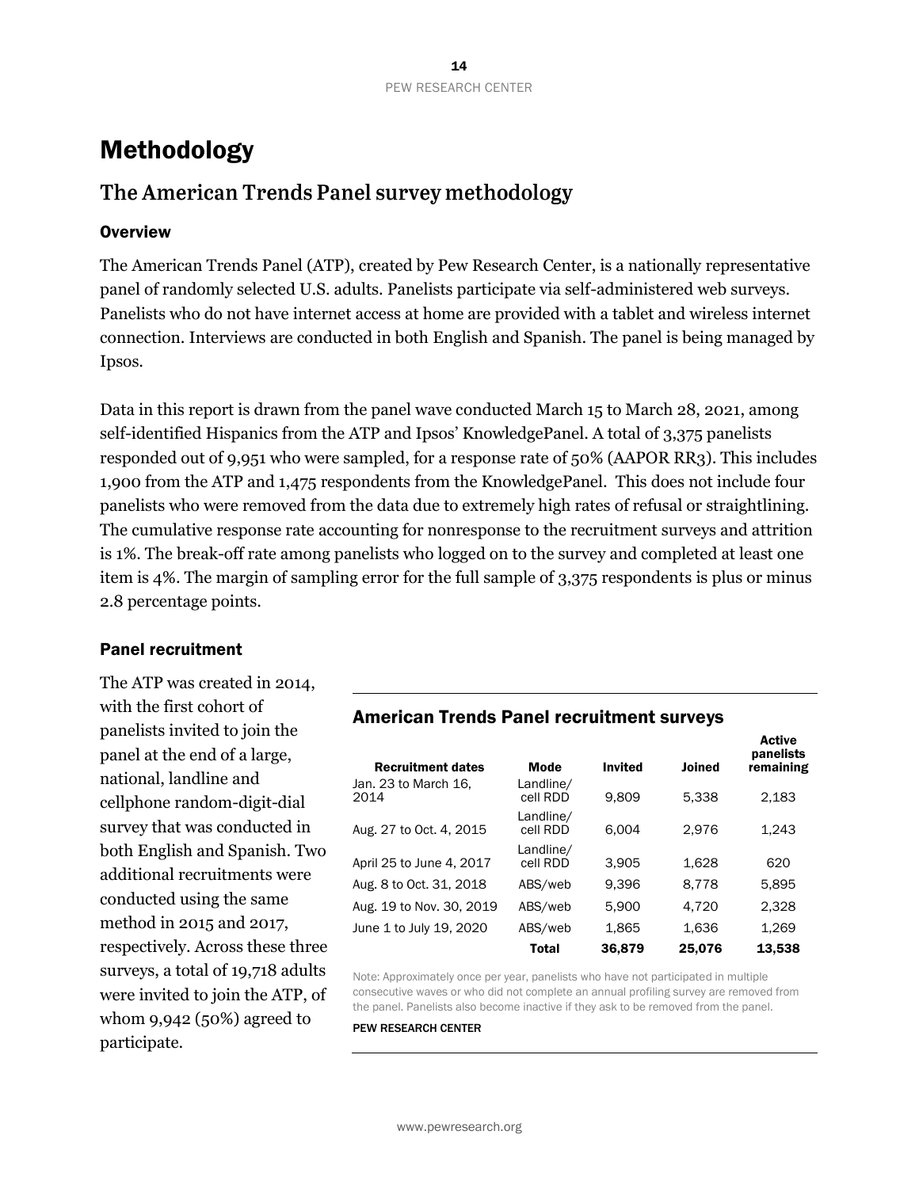# Methodology

## The American Trends Panel survey methodology

### Overview

The American Trends Panel (ATP), created by Pew Research Center, is a nationally representative panel of randomly selected U.S. adults. Panelists participate via self-administered web surveys. Panelists who do not have internet access at home are provided with a tablet and wireless internet connection. Interviews are conducted in both English and Spanish. The panel is being managed by Ipsos.

Data in this report is drawn from the panel wave conducted March 15 to March 28, 2021, among self-identified Hispanics from the ATP and Ipsos' KnowledgePanel. A total of 3,375 panelists responded out of 9,951 who were sampled, for a response rate of 50% (AAPOR RR3). This includes 1,900 from the ATP and 1,475 respondents from the KnowledgePanel. This does not include four panelists who were removed from the data due to extremely high rates of refusal or straightlining. The cumulative response rate accounting for nonresponse to the recruitment surveys and attrition is 1%. The break-off rate among panelists who logged on to the survey and completed at least one item is 4%. The margin of sampling error for the full sample of 3,375 respondents is plus or minus 2.8 percentage points.

### Panel recruitment

The ATP was created in 2014, with the first cohort of panelists invited to join the panel at the end of a large, national, landline and cellphone random-digit-dial survey that was conducted in both English and Spanish. Two additional recruitments were conducted using the same method in 2015 and 2017, respectively. Across these three surveys, a total of 19,718 adults were invited to join the ATP, of whom 9,942 (50%) agreed to participate.

**American Trends Panel recruitment surveys**

| Recruitment dates | Mode | Invited | Joined | Active panelists remaining |
|---|---|---|---|---|
| Jan. 23 to March 16, 2014 | Landline/ cell RDD | 9,809 | 5,338 | 2,183 |
| Aug. 27 to Oct. 4, 2015 | Landline/ cell RDD | 6,004 | 2,976 | 1,243 |
| April 25 to June 4, 2017 | Landline/ cell RDD | 3,905 | 1,628 | 620 |
| Aug. 8 to Oct. 31, 2018 | ABS/web | 9,396 | 8,778 | 5,895 |
| Aug. 19 to Nov. 30, 2019 | ABS/web | 5,900 | 4,720 | 2,328 |
| June 1 to July 19, 2020 | ABS/web | 1,865 | 1,636 | 1,269 |
| | **Total** | **36,879** | **25,076** | **13,538** |

Note: Approximately once per year, panelists who have not participated in multiple consecutive waves or who did not complete an annual profiling survey are removed from the panel. Panelists also become inactive if they ask to be removed from the panel.

PEW RESEARCH CENTER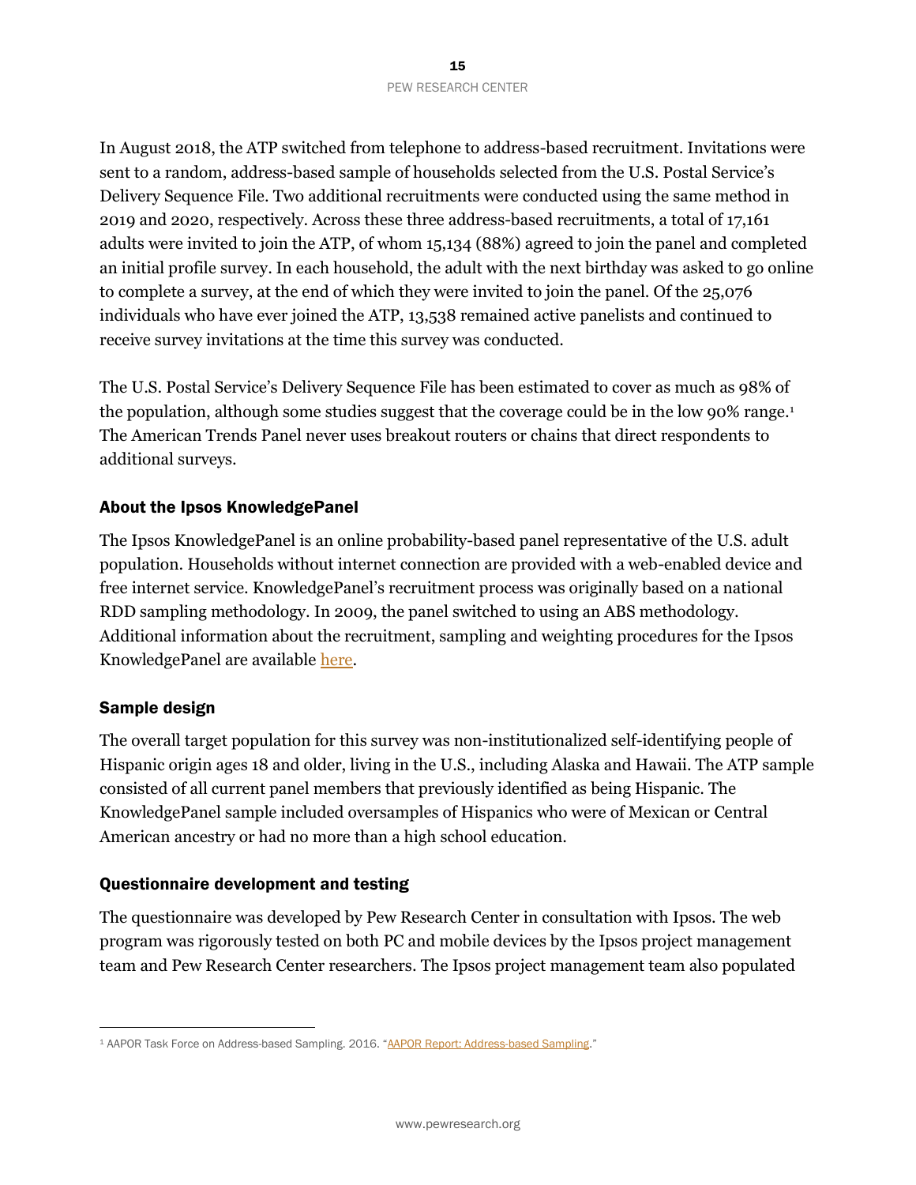In August 2018, the ATP switched from telephone to address-based recruitment. Invitations were sent to a random, address-based sample of households selected from the U.S. Postal Service's Delivery Sequence File. Two additional recruitments were conducted using the same method in 2019 and 2020, respectively. Across these three address-based recruitments, a total of 17,161 adults were invited to join the ATP, of whom 15,134 (88%) agreed to join the panel and completed an initial profile survey. In each household, the adult with the next birthday was asked to go online to complete a survey, at the end of which they were invited to join the panel. Of the 25,076 individuals who have ever joined the ATP, 13,538 remained active panelists and continued to receive survey invitations at the time this survey was conducted.

The U.S. Postal Service's Delivery Sequence File has been estimated to cover as much as 98% of the population, although some studies suggest that the coverage could be in the low 90% range.[1] The American Trends Panel never uses breakout routers or chains that direct respondents to additional surveys.

## About the Ipsos KnowledgePanel

The Ipsos KnowledgePanel is an online probability-based panel representative of the U.S. adult population. Households without internet connection are provided with a web-enabled device and free internet service. KnowledgePanel's recruitment process was originally based on a national RDD sampling methodology. In 2009, the panel switched to using an ABS methodology. Additional information about the recruitment, sampling and weighting procedures for the Ipsos KnowledgePanel are available [here](here).

## Sample design

The overall target population for this survey was non-institutionalized self-identifying people of Hispanic origin ages 18 and older, living in the U.S., including Alaska and Hawaii. The ATP sample consisted of all current panel members that previously identified as being Hispanic. The KnowledgePanel sample included oversamples of Hispanics who were of Mexican or Central American ancestry or had no more than a high school education.

## Questionnaire development and testing

The questionnaire was developed by Pew Research Center in consultation with Ipsos. The web program was rigorously tested on both PC and mobile devices by the Ipsos project management team and Pew Research Center researchers. The Ipsos project management team also populated

---

[1] AAPOR Task Force on Address-based Sampling. 2016. "AAPOR Report: Address-based Sampling."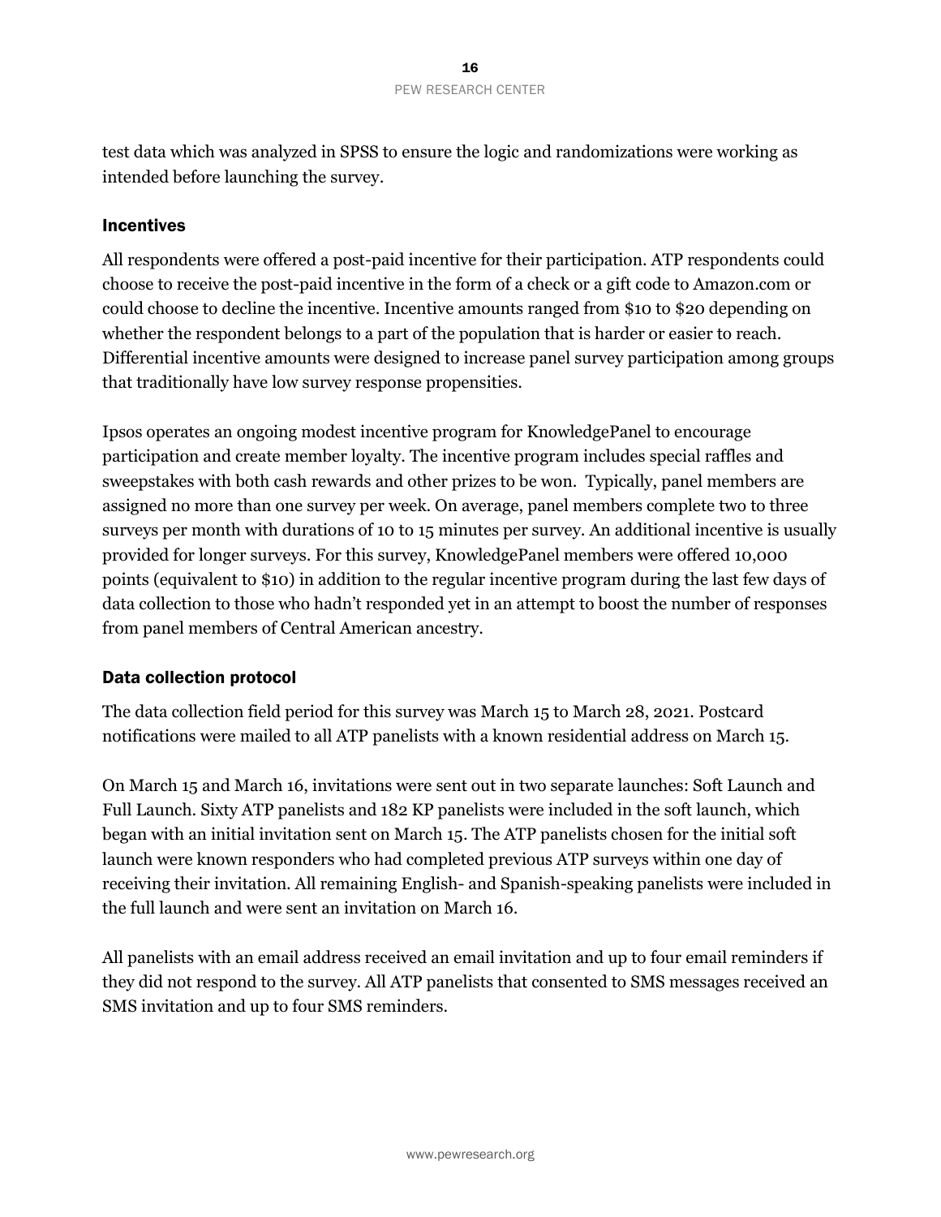test data which was analyzed in SPSS to ensure the logic and randomizations were working as intended before launching the survey.

### Incentives

All respondents were offered a post-paid incentive for their participation. ATP respondents could choose to receive the post-paid incentive in the form of a check or a gift code to Amazon.com or could choose to decline the incentive. Incentive amounts ranged from $10 to $20 depending on whether the respondent belongs to a part of the population that is harder or easier to reach. Differential incentive amounts were designed to increase panel survey participation among groups that traditionally have low survey response propensities.

Ipsos operates an ongoing modest incentive program for KnowledgePanel to encourage participation and create member loyalty. The incentive program includes special raffles and sweepstakes with both cash rewards and other prizes to be won. Typically, panel members are assigned no more than one survey per week. On average, panel members complete two to three surveys per month with durations of 10 to 15 minutes per survey. An additional incentive is usually provided for longer surveys. For this survey, KnowledgePanel members were offered 10,000 points (equivalent to $10) in addition to the regular incentive program during the last few days of data collection to those who hadn't responded yet in an attempt to boost the number of responses from panel members of Central American ancestry.

### Data collection protocol

The data collection field period for this survey was March 15 to March 28, 2021. Postcard notifications were mailed to all ATP panelists with a known residential address on March 15.

On March 15 and March 16, invitations were sent out in two separate launches: Soft Launch and Full Launch. Sixty ATP panelists and 182 KP panelists were included in the soft launch, which began with an initial invitation sent on March 15. The ATP panelists chosen for the initial soft launch were known responders who had completed previous ATP surveys within one day of receiving their invitation. All remaining English- and Spanish-speaking panelists were included in the full launch and were sent an invitation on March 16.

All panelists with an email address received an email invitation and up to four email reminders if they did not respond to the survey. All ATP panelists that consented to SMS messages received an SMS invitation and up to four SMS reminders.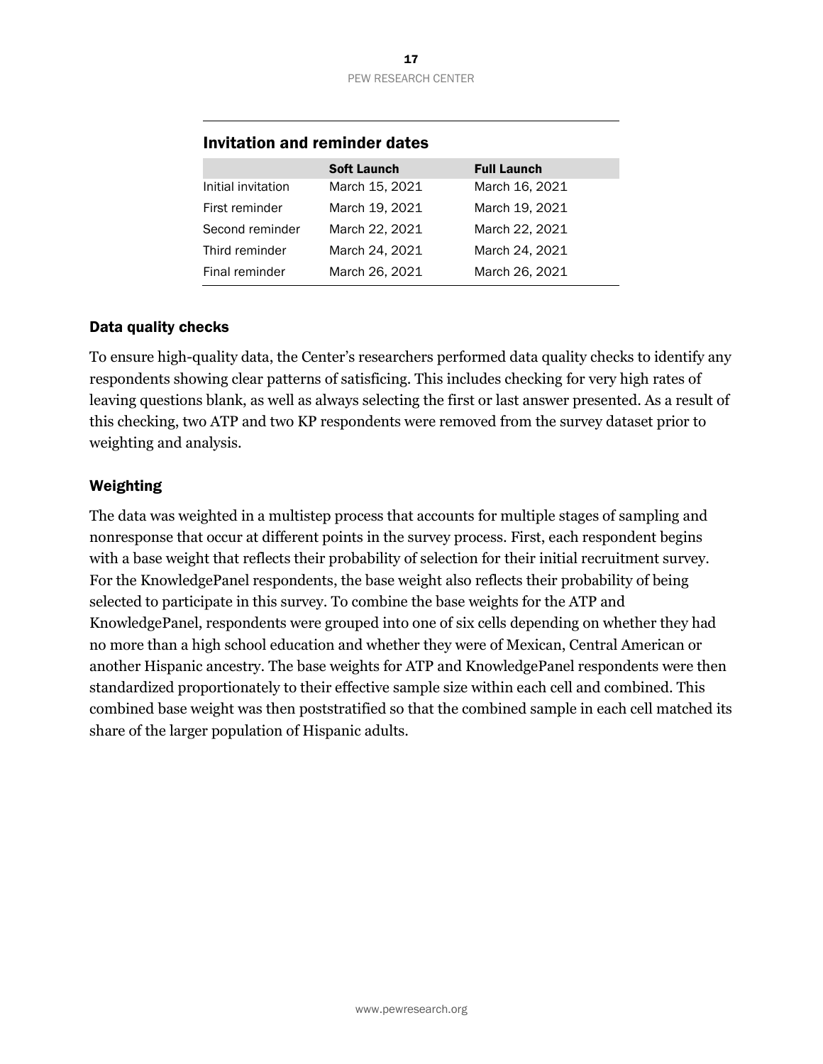## Invitation and reminder dates

| | Soft Launch | Full Launch |
|---|---|---|
| Initial invitation | March 15, 2021 | March 16, 2021 |
| First reminder | March 19, 2021 | March 19, 2021 |
| Second reminder | March 22, 2021 | March 22, 2021 |
| Third reminder | March 24, 2021 | March 24, 2021 |
| Final reminder | March 26, 2021 | March 26, 2021 |

### Data quality checks

To ensure high-quality data, the Center's researchers performed data quality checks to identify any respondents showing clear patterns of satisficing. This includes checking for very high rates of leaving questions blank, as well as always selecting the first or last answer presented. As a result of this checking, two ATP and two KP respondents were removed from the survey dataset prior to weighting and analysis.

### Weighting

The data was weighted in a multistep process that accounts for multiple stages of sampling and nonresponse that occur at different points in the survey process. First, each respondent begins with a base weight that reflects their probability of selection for their initial recruitment survey. For the KnowledgePanel respondents, the base weight also reflects their probability of being selected to participate in this survey. To combine the base weights for the ATP and KnowledgePanel, respondents were grouped into one of six cells depending on whether they had no more than a high school education and whether they were of Mexican, Central American or another Hispanic ancestry. The base weights for ATP and KnowledgePanel respondents were then standardized proportionately to their effective sample size within each cell and combined. This combined base weight was then poststratified so that the combined sample in each cell matched its share of the larger population of Hispanic adults.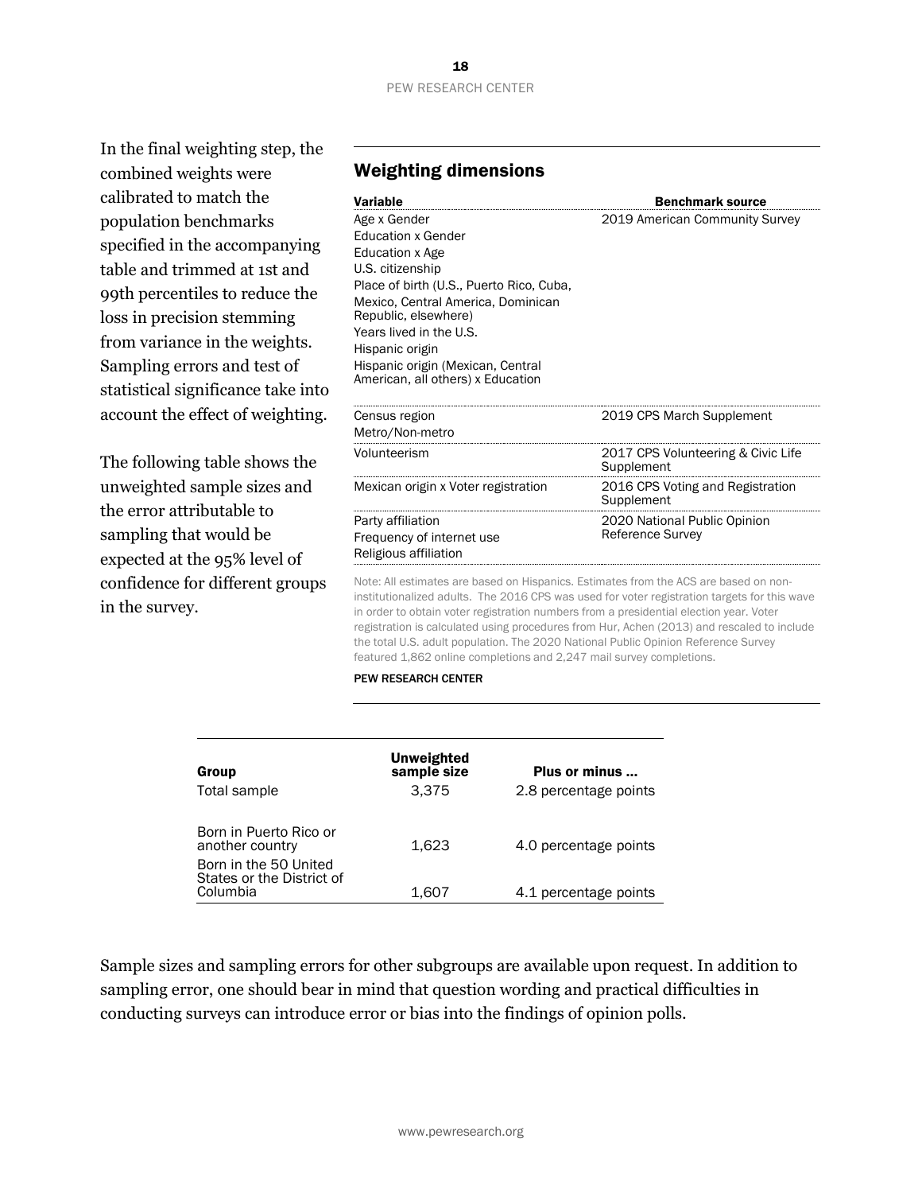In the final weighting step, the combined weights were calibrated to match the population benchmarks specified in the accompanying table and trimmed at 1st and 99th percentiles to reduce the loss in precision stemming from variance in the weights. Sampling errors and test of statistical significance take into account the effect of weighting.

The following table shows the unweighted sample sizes and the error attributable to sampling that would be expected at the 95% level of confidence for different groups in the survey.

## Weighting dimensions

| Variable | Benchmark source |
|---|---|
| Age x Gender<br>Education x Gender<br>Education x Age<br>U.S. citizenship<br>Place of birth (U.S., Puerto Rico, Cuba, Mexico, Central America, Dominican Republic, elsewhere)<br>Years lived in the U.S.<br>Hispanic origin<br>Hispanic origin (Mexican, Central American, all others) x Education | 2019 American Community Survey |
| Census region<br>Metro/Non-metro | 2019 CPS March Supplement |
| Volunteerism | 2017 CPS Volunteering & Civic Life Supplement |
| Mexican origin x Voter registration | 2016 CPS Voting and Registration Supplement |
| Party affiliation<br>Frequency of internet use<br>Religious affiliation | 2020 National Public Opinion Reference Survey |

Note: All estimates are based on Hispanics. Estimates from the ACS are based on non-institutionalized adults. The 2016 CPS was used for voter registration targets for this wave in order to obtain voter registration numbers from a presidential election year. Voter registration is calculated using procedures from Hur, Achen (2013) and rescaled to include the total U.S. adult population. The 2020 National Public Opinion Reference Survey featured 1,862 online completions and 2,247 mail survey completions.

PEW RESEARCH CENTER

| Group | Unweighted sample size | Plus or minus ... |
|---|---|---|
| Total sample | 3,375 | 2.8 percentage points |
| Born in Puerto Rico or another country | 1,623 | 4.0 percentage points |
| Born in the 50 United States or the District of Columbia | 1,607 | 4.1 percentage points |

Sample sizes and sampling errors for other subgroups are available upon request. In addition to sampling error, one should bear in mind that question wording and practical difficulties in conducting surveys can introduce error or bias into the findings of opinion polls.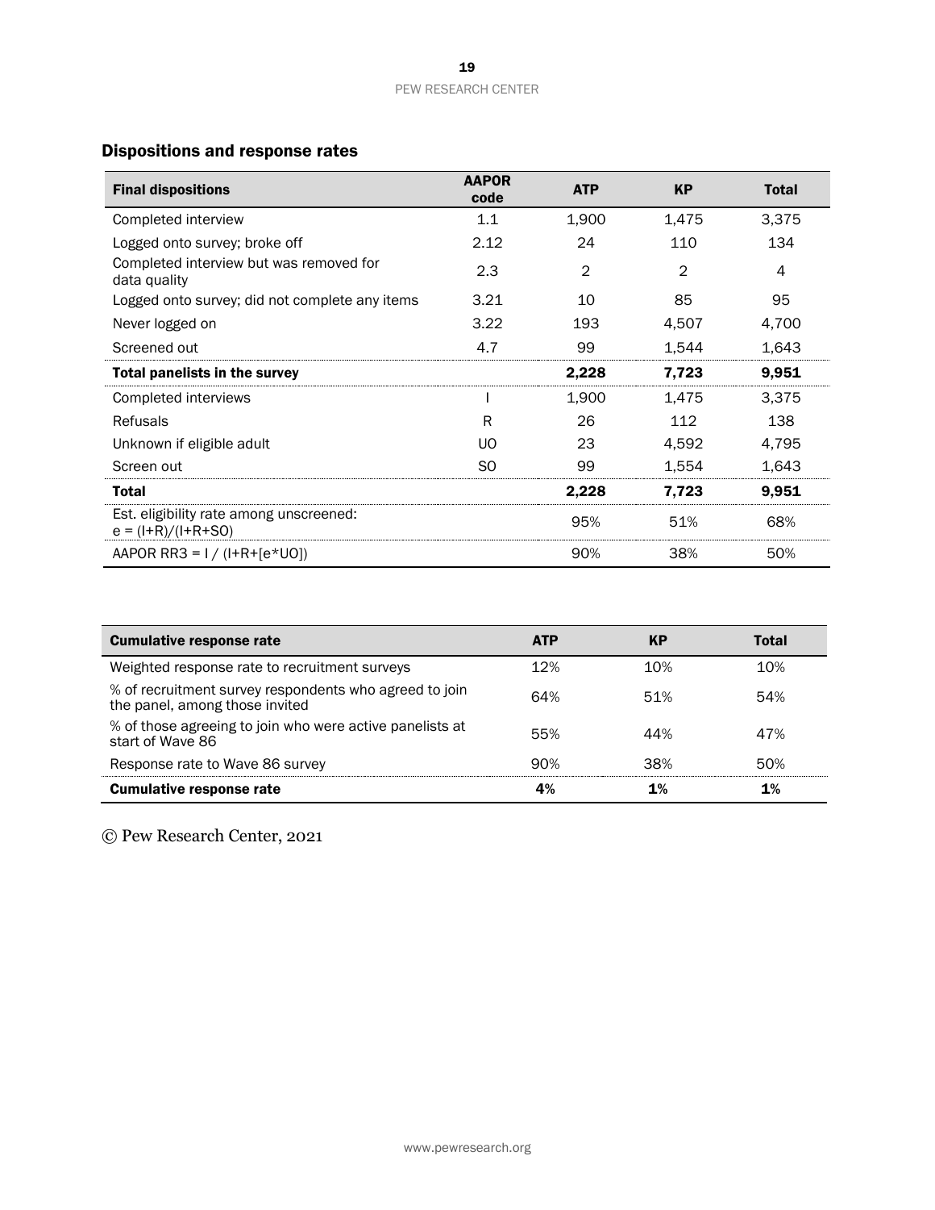## Dispositions and response rates

| Final dispositions | AAPOR code | ATP | KP | Total |
|---|---|---|---|---|
| Completed interview | 1.1 | 1,900 | 1,475 | 3,375 |
| Logged onto survey; broke off | 2.12 | 24 | 110 | 134 |
| Completed interview but was removed for data quality | 2.3 | 2 | 2 | 4 |
| Logged onto survey; did not complete any items | 3.21 | 10 | 85 | 95 |
| Never logged on | 3.22 | 193 | 4,507 | 4,700 |
| Screened out | 4.7 | 99 | 1,544 | 1,643 |
| **Total panelists in the survey** | | **2,228** | **7,723** | **9,951** |
| Completed interviews | I | 1,900 | 1,475 | 3,375 |
| Refusals | R | 26 | 112 | 138 |
| Unknown if eligible adult | UO | 23 | 4,592 | 4,795 |
| Screen out | SO | 99 | 1,554 | 1,643 |
| **Total** | | **2,228** | **7,723** | **9,951** |
| Est. eligibility rate among unscreened: e = (I+R)/(I+R+SO) | | 95% | 51% | 68% |
| AAPOR RR3 = I / (I+R+[e*UO]) | | 90% | 38% | 50% |

| Cumulative response rate | ATP | KP | Total |
|---|---|---|---|
| Weighted response rate to recruitment surveys | 12% | 10% | 10% |
| % of recruitment survey respondents who agreed to join the panel, among those invited | 64% | 51% | 54% |
| % of those agreeing to join who were active panelists at start of Wave 86 | 55% | 44% | 47% |
| Response rate to Wave 86 survey | 90% | 38% | 50% |
| **Cumulative response rate** | **4%** | **1%** | **1%** |

© Pew Research Center, 2021